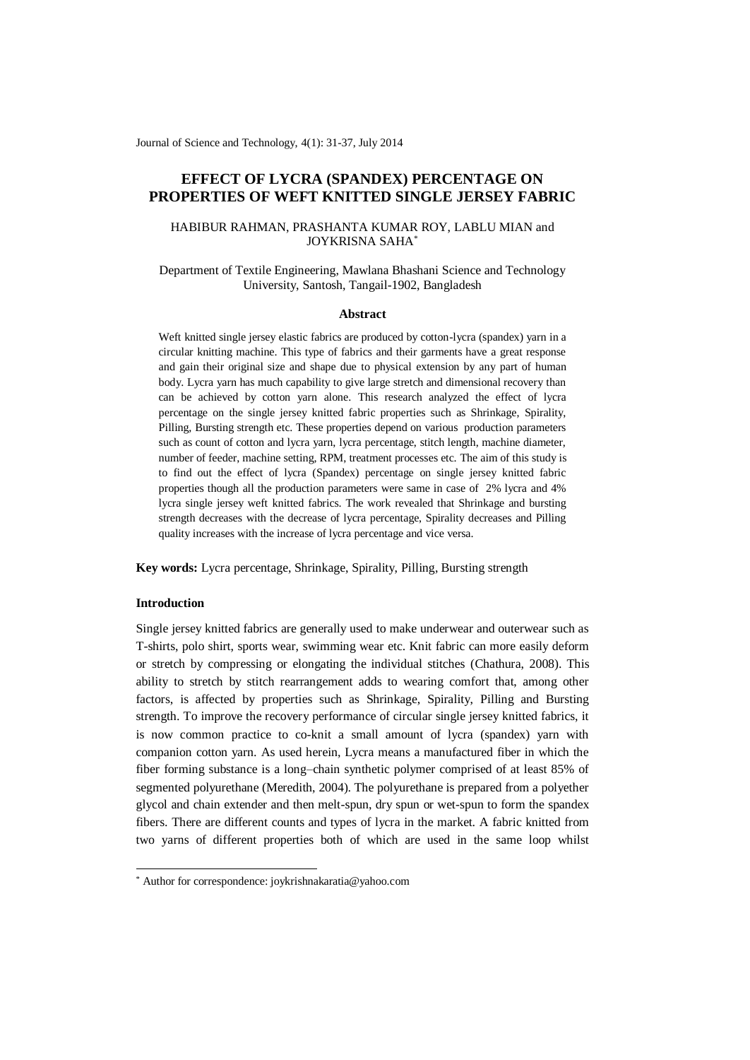Journal of Science and Technology, 4(1): 31-37, July 2014

# EFFECT OF LYCRA (SPANDEX) PERCENTAGE ON PROPERTIES OF WEFT KNITTED SINGLE JERSEY FABRIC

HABIBUR RAHMAN, PRASHANTA KUMAR ROY, LABLU MIAN and JOYKRISNA SAHA*

Department of Textile Engineering, Mawlana Bhashani Science and Technology University, Santosh, Tangail-1902, Bangladesh

### Abstract

Weft knitted single jersey elastic fabrics are produced by cotton-lycra (spandex) yarn in a circular knitting machine. This type of fabrics and their garments have a great response and gain their original size and shape due to physical extension by any part of human body. Lycra yarn has much capability to give large stretch and dimensional recovery than can be achieved by cotton yarn alone. This research analyzed the effect of lycra percentage on the single jersey knitted fabric properties such as Shrinkage, Spirality, Pilling, Bursting strength etc. These properties depend on various production parameters such as count of cotton and lycra yarn, lycra percentage, stitch length, machine diameter, number of feeder, machine setting, RPM, treatment processes etc. The aim of this study is to find out the effect of lycra (Spandex) percentage on single jersey knitted fabric properties though all the production parameters were same in case of 2% lycra and 4% lycra single jersey weft knitted fabrics. The work revealed that Shrinkage and bursting strength decreases with the decrease of lycra percentage, Spirality decreases and Pilling quality increases with the increase of lycra percentage and vice versa.

**Key words:** Lycra percentage, Shrinkage, Spirality, Pilling, Bursting strength

### Introduction

Single jersey knitted fabrics are generally used to make underwear and outerwear such as T-shirts, polo shirt, sports wear, swimming wear etc. Knit fabric can more easily deform or stretch by compressing or elongating the individual stitches (Chathura, 2008). This ability to stretch by stitch rearrangement adds to wearing comfort that, among other factors, is affected by properties such as Shrinkage, Spirality, Pilling and Bursting strength. To improve the recovery performance of circular single jersey knitted fabrics, it is now common practice to co-knit a small amount of lycra (spandex) yarn with companion cotton yarn. As used herein, Lycra means a manufactured fiber in which the fiber forming substance is a long–chain synthetic polymer comprised of at least 85% of segmented polyurethane (Meredith, 2004). The polyurethane is prepared from a polyether glycol and chain extender and then melt-spun, dry spun or wet-spun to form the spandex fibers. There are different counts and types of lycra in the market. A fabric knitted from two yarns of different properties both of which are used in the same loop whilst

* Author for correspondence: joykrishnakaratia@yahoo.com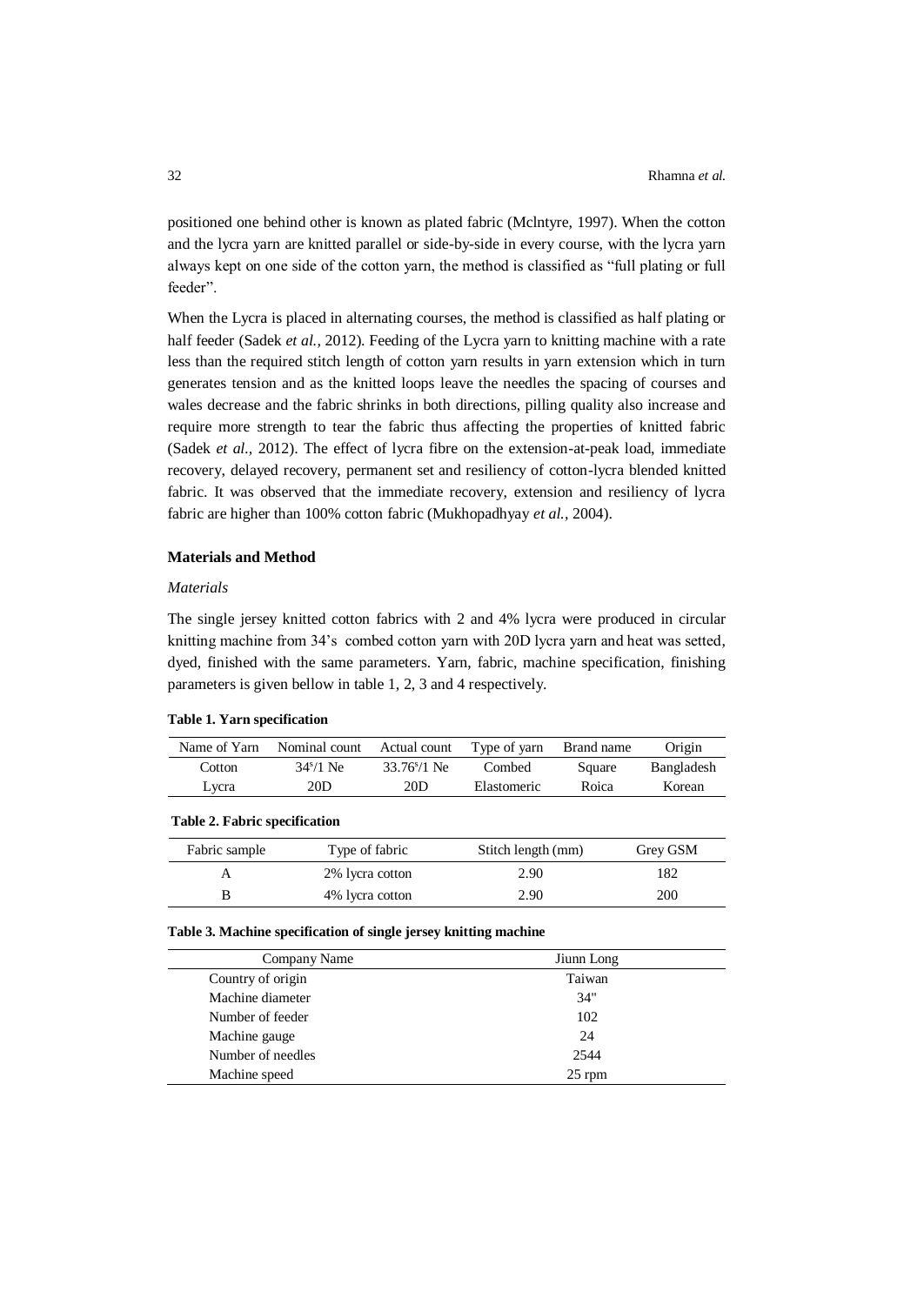positioned one behind other is known as plated fabric (Mclntyre, 1997). When the cotton and the lycra yarn are knitted parallel or side-by-side in every course, with the lycra yarn always kept on one side of the cotton yarn, the method is classified as "full plating or full feeder".

When the Lycra is placed in alternating courses, the method is classified as half plating or half feeder (Sadek *et al.,* 2012). Feeding of the Lycra yarn to knitting machine with a rate less than the required stitch length of cotton yarn results in yarn extension which in turn generates tension and as the knitted loops leave the needles the spacing of courses and wales decrease and the fabric shrinks in both directions, pilling quality also increase and require more strength to tear the fabric thus affecting the properties of knitted fabric (Sadek *et al.,* 2012). The effect of lycra fibre on the extension-at-peak load, immediate recovery, delayed recovery, permanent set and resiliency of cotton-lycra blended knitted fabric. It was observed that the immediate recovery, extension and resiliency of lycra fabric are higher than 100% cotton fabric (Mukhopadhyay *et al.,* 2004).

## Materials and Method

### *Materials*

The single jersey knitted cotton fabrics with 2 and 4% lycra were produced in circular knitting machine from 34's combed cotton yarn with 20D lycra yarn and heat was setted, dyed, finished with the same parameters. Yarn, fabric, machine specification, finishing parameters is given bellow in table 1, 2, 3 and 4 respectively.

**Table 1. Yarn specification**

| Name of Yarn | Nominal count | Actual count | Type of yarn | Brand name | Origin |
|---|---|---|---|---|---|
| Cotton | 34ˢ/1 Ne | 33.76ˢ/1 Ne | Combed | Square | Bangladesh |
| Lycra | 20D | 20D | Elastomeric | Roica | Korean |

**Table 2. Fabric specification**

| Fabric sample | Type of fabric | Stitch length (mm) | Grey GSM |
|---|---|---|---|
| A | 2% lycra cotton | 2.90 | 182 |
| B | 4% lycra cotton | 2.90 | 200 |

**Table 3. Machine specification of single jersey knitting machine**

| Company Name | Jiunn Long |
|---|---|
| Country of origin | Taiwan |
| Machine diameter | 34" |
| Number of feeder | 102 |
| Machine gauge | 24 |
| Number of needles | 2544 |
| Machine speed | 25 rpm |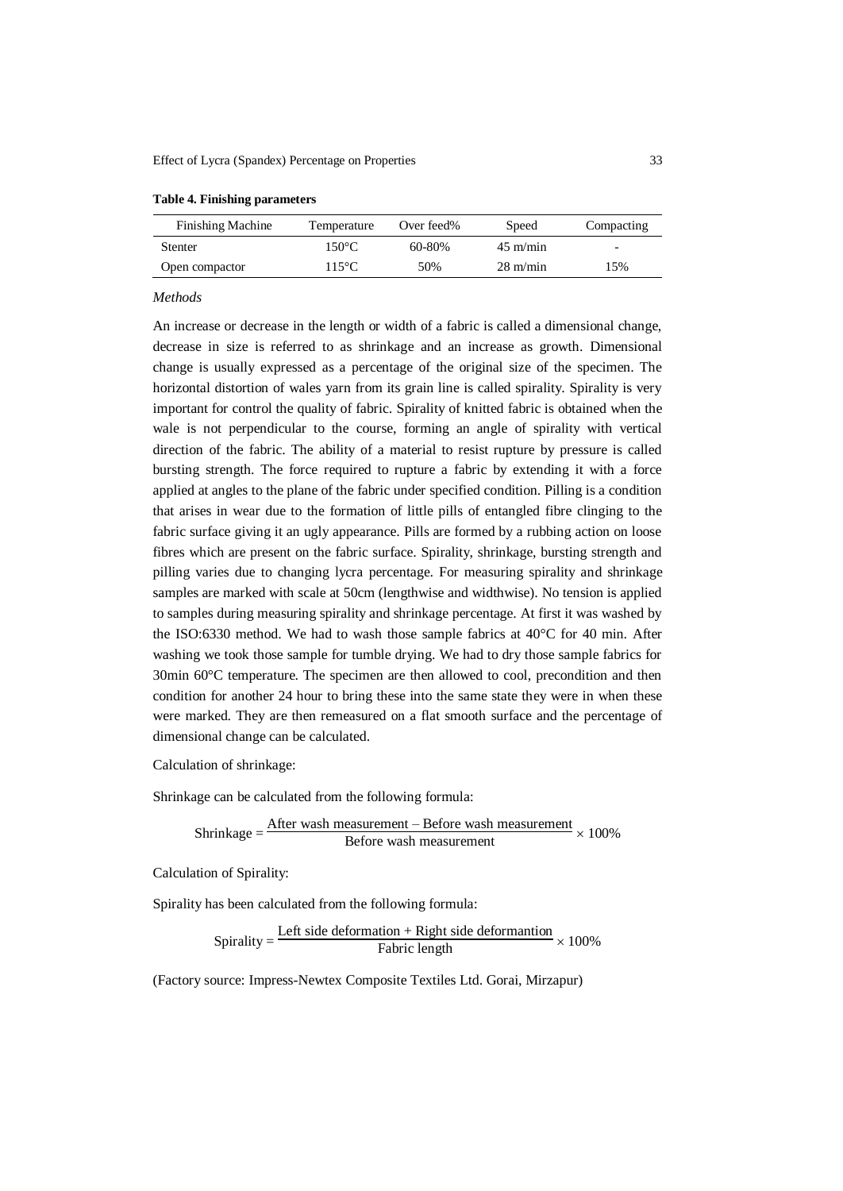**Table 4. Finishing parameters**

| Finishing Machine | Temperature | Over feed% | Speed | Compacting |
|---|---|---|---|---|
| Stenter | 150°C | 60-80% | 45 m/min | - |
| Open compactor | 115°C | 50% | 28 m/min | 15% |

*Methods*

An increase or decrease in the length or width of a fabric is called a dimensional change, decrease in size is referred to as shrinkage and an increase as growth. Dimensional change is usually expressed as a percentage of the original size of the specimen. The horizontal distortion of wales yarn from its grain line is called spirality. Spirality is very important for control the quality of fabric. Spirality of knitted fabric is obtained when the wale is not perpendicular to the course, forming an angle of spirality with vertical direction of the fabric. The ability of a material to resist rupture by pressure is called bursting strength. The force required to rupture a fabric by extending it with a force applied at angles to the plane of the fabric under specified condition. Pilling is a condition that arises in wear due to the formation of little pills of entangled fibre clinging to the fabric surface giving it an ugly appearance. Pills are formed by a rubbing action on loose fibres which are present on the fabric surface. Spirality, shrinkage, bursting strength and pilling varies due to changing lycra percentage. For measuring spirality and shrinkage samples are marked with scale at 50cm (lengthwise and widthwise). No tension is applied to samples during measuring spirality and shrinkage percentage. At first it was washed by the ISO:6330 method. We had to wash those sample fabrics at 40°C for 40 min. After washing we took those sample for tumble drying. We had to dry those sample fabrics for 30min 60°C temperature. The specimen are then allowed to cool, precondition and then condition for another 24 hour to bring these into the same state they were in when these were marked. They are then remeasured on a flat smooth surface and the percentage of dimensional change can be calculated.

Calculation of shrinkage:

Shrinkage can be calculated from the following formula:

$$\text{Shrinkage} = \frac{\text{After wash measurement} - \text{Before wash measurement}}{\text{Before wash measurement}} \times 100\%$$

Calculation of Spirality:

Spirality has been calculated from the following formula:

$$\text{Spirality} = \frac{\text{Left side deformation} + \text{Right side deformantion}}{\text{Fabric length}} \times 100\%$$

(Factory source: Impress-Newtex Composite Textiles Ltd. Gorai, Mirzapur)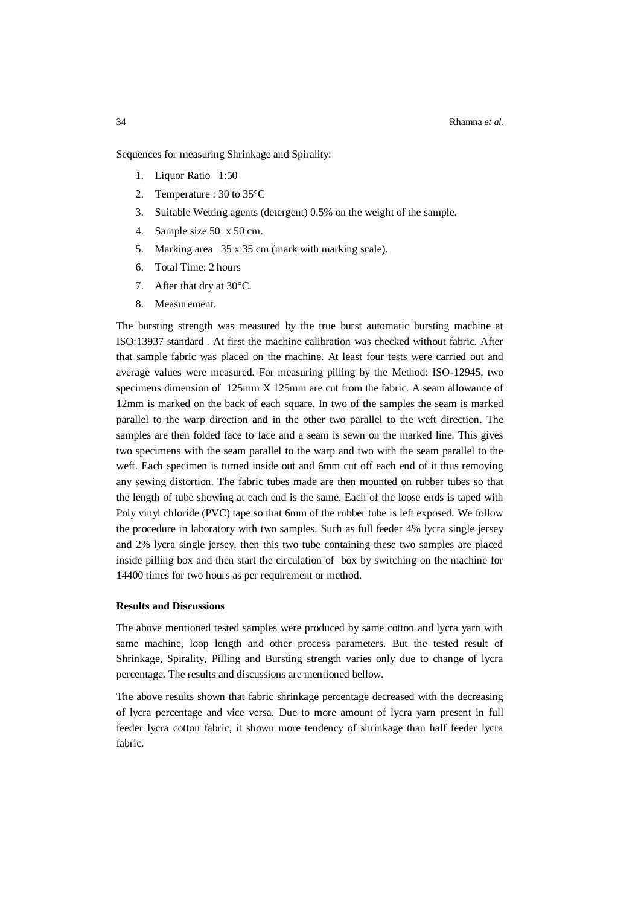Sequences for measuring Shrinkage and Spirality:

1. Liquor Ratio 1:50
2. Temperature : 30 to 35°C
3. Suitable Wetting agents (detergent) 0.5% on the weight of the sample.
4. Sample size 50 x 50 cm.
5. Marking area 35 x 35 cm (mark with marking scale).
6. Total Time: 2 hours
7. After that dry at 30°C.
8. Measurement.

The bursting strength was measured by the true burst automatic bursting machine at ISO:13937 standard . At first the machine calibration was checked without fabric. After that sample fabric was placed on the machine. At least four tests were carried out and average values were measured. For measuring pilling by the Method: ISO-12945, two specimens dimension of 125mm X 125mm are cut from the fabric. A seam allowance of 12mm is marked on the back of each square. In two of the samples the seam is marked parallel to the warp direction and in the other two parallel to the weft direction. The samples are then folded face to face and a seam is sewn on the marked line. This gives two specimens with the seam parallel to the warp and two with the seam parallel to the weft. Each specimen is turned inside out and 6mm cut off each end of it thus removing any sewing distortion. The fabric tubes made are then mounted on rubber tubes so that the length of tube showing at each end is the same. Each of the loose ends is taped with Poly vinyl chloride (PVC) tape so that 6mm of the rubber tube is left exposed. We follow the procedure in laboratory with two samples. Such as full feeder 4% lycra single jersey and 2% lycra single jersey, then this two tube containing these two samples are placed inside pilling box and then start the circulation of box by switching on the machine for 14400 times for two hours as per requirement or method.

**Results and Discussions**

The above mentioned tested samples were produced by same cotton and lycra yarn with same machine, loop length and other process parameters. But the tested result of Shrinkage, Spirality, Pilling and Bursting strength varies only due to change of lycra percentage. The results and discussions are mentioned bellow.

The above results shown that fabric shrinkage percentage decreased with the decreasing of lycra percentage and vice versa. Due to more amount of lycra yarn present in full feeder lycra cotton fabric, it shown more tendency of shrinkage than half feeder lycra fabric.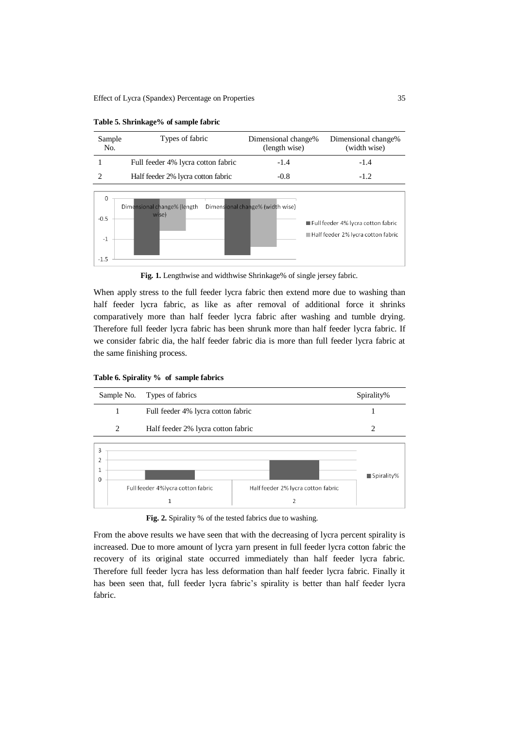**Table 5. Shrinkage% of sample fabric**

| Sample No. | Types of fabric | Dimensional change% (length wise) | Dimensional change% (width wise) |
|---|---|---|---|
| 1 | Full feeder 4% lycra cotton fabric | -1.4 | -1.4 |
| 2 | Half feeder 2% lycra cotton fabric | -0.8 | -1.2 |

**Fig. 1.** Lengthwise and widthwise Shrinkage% of single jersey fabric.

When apply stress to the full feeder lycra fabric then extend more due to washing than half feeder lycra fabric, as like as after removal of additional force it shrinks comparatively more than half feeder lycra fabric after washing and tumble drying. Therefore full feeder lycra fabric has been shrunk more than half feeder lycra fabric. If we consider fabric dia, the half feeder fabric dia is more than full feeder lycra fabric at the same finishing process.

**Table 6. Spirality % of sample fabrics**

| Sample No. | Types of fabrics | Spirality% |
|---|---|---|
| 1 | Full feeder 4% lycra cotton fabric | 1 |
| 2 | Half feeder 2% lycra cotton fabric | 2 |

**Fig. 2.** Spirality % of the tested fabrics due to washing.

From the above results we have seen that with the decreasing of lycra percent spirality is increased. Due to more amount of lycra yarn present in full feeder lycra cotton fabric the recovery of its original state occurred immediately than half feeder lycra fabric. Therefore full feeder lycra has less deformation than half feeder lycra fabric. Finally it has been seen that, full feeder lycra fabric's spirality is better than half feeder lycra fabric.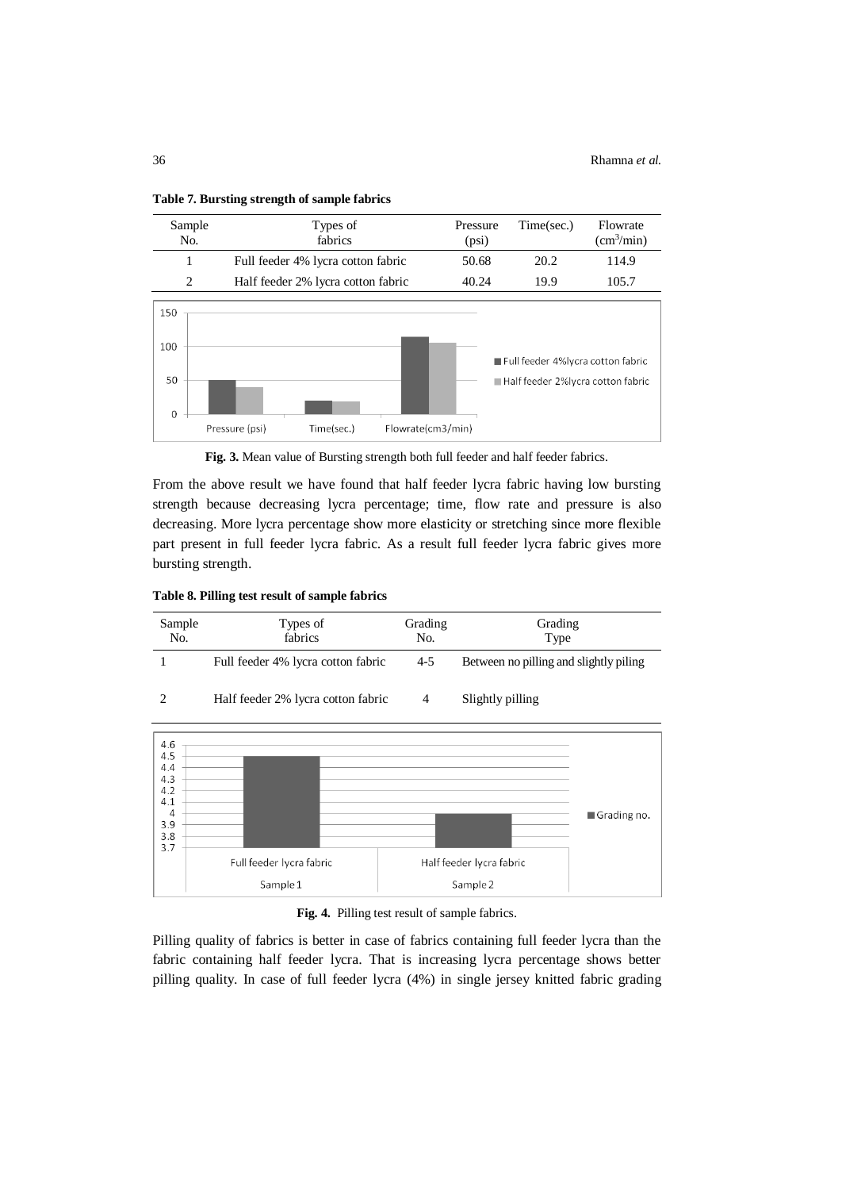**Table 7. Bursting strength of sample fabrics**

| Sample No. | Types of fabrics | Pressure (psi) | Time(sec.) | Flowrate ($cm^3$/min) |
|---|---|---|---|---|
| 1 | Full feeder 4% lycra cotton fabric | 50.68 | 20.2 | 114.9 |
| 2 | Half feeder 2% lycra cotton fabric | 40.24 | 19.9 | 105.7 |

**Fig. 3.** Mean value of Bursting strength both full feeder and half feeder fabrics.

From the above result we have found that half feeder lycra fabric having low bursting strength because decreasing lycra percentage; time, flow rate and pressure is also decreasing. More lycra percentage show more elasticity or stretching since more flexible part present in full feeder lycra fabric. As a result full feeder lycra fabric gives more bursting strength.

**Table 8. Pilling test result of sample fabrics**

| Sample No. | Types of fabrics | Grading No. | Grading Type |
|---|---|---|---|
| 1 | Full feeder 4% lycra cotton fabric | 4-5 | Between no pilling and slightly piling |
| 2 | Half feeder 2% lycra cotton fabric | 4 | Slightly pilling |

**Fig. 4.** Pilling test result of sample fabrics.

Pilling quality of fabrics is better in case of fabrics containing full feeder lycra than the fabric containing half feeder lycra. That is increasing lycra percentage shows better pilling quality. In case of full feeder lycra (4%) in single jersey knitted fabric grading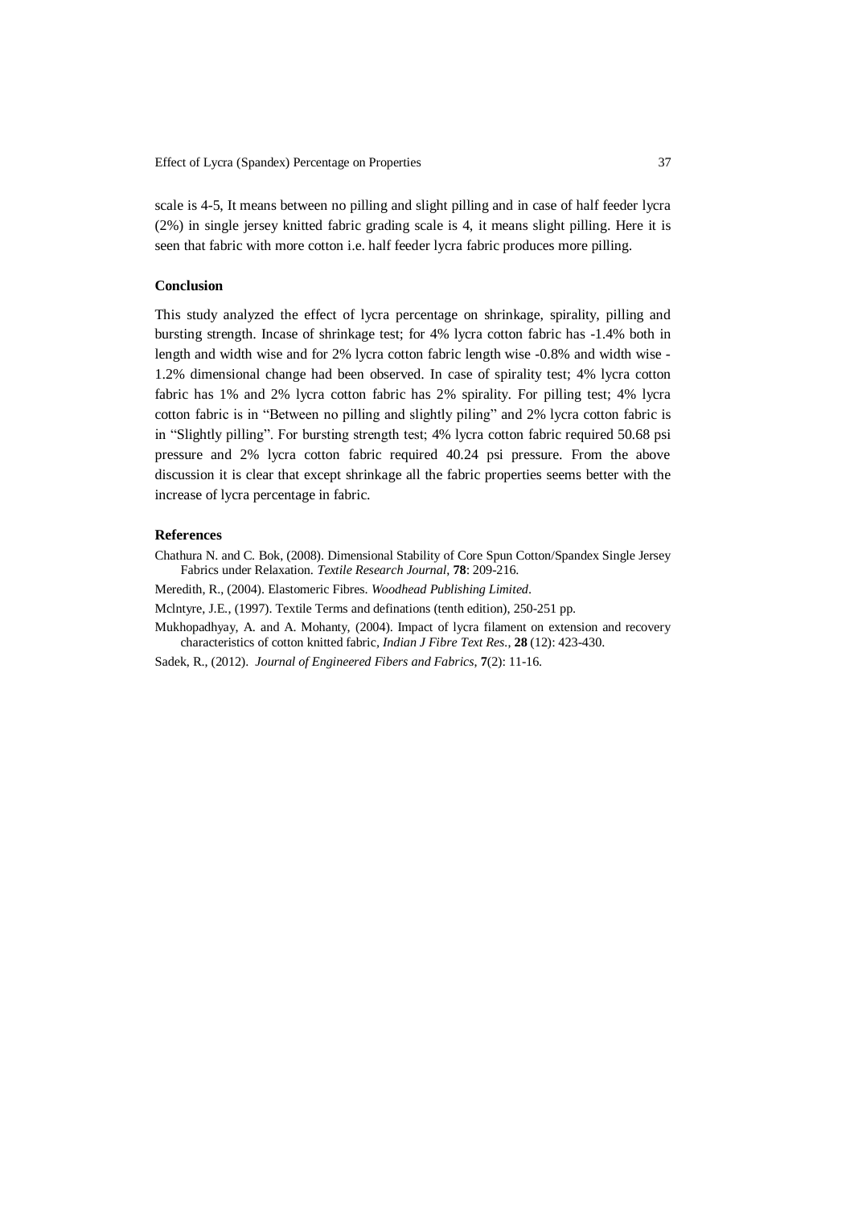scale is 4-5, It means between no pilling and slight pilling and in case of half feeder lycra (2%) in single jersey knitted fabric grading scale is 4, it means slight pilling. Here it is seen that fabric with more cotton i.e. half feeder lycra fabric produces more pilling.

## Conclusion

This study analyzed the effect of lycra percentage on shrinkage, spirality, pilling and bursting strength. Incase of shrinkage test; for 4% lycra cotton fabric has -1.4% both in length and width wise and for 2% lycra cotton fabric length wise -0.8% and width wise -1.2% dimensional change had been observed. In case of spirality test; 4% lycra cotton fabric has 1% and 2% lycra cotton fabric has 2% spirality. For pilling test; 4% lycra cotton fabric is in "Between no pilling and slightly piling" and 2% lycra cotton fabric is in "Slightly pilling". For bursting strength test; 4% lycra cotton fabric required 50.68 psi pressure and 2% lycra cotton fabric required 40.24 psi pressure. From the above discussion it is clear that except shrinkage all the fabric properties seems better with the increase of lycra percentage in fabric.

## References

Chathura N. and C. Bok, (2008). Dimensional Stability of Core Spun Cotton/Spandex Single Jersey Fabrics under Relaxation. *Textile Research Journal*, **78**: 209-216.

Meredith, R., (2004). Elastomeric Fibres. *Woodhead Publishing Limited*.

Mclntyre, J.E., (1997). Textile Terms and definations (tenth edition), 250-251 pp.

Mukhopadhyay, A. and A. Mohanty, (2004). Impact of lycra filament on extension and recovery characteristics of cotton knitted fabric, *Indian J Fibre Text Res.*, **28** (12): 423-430.

Sadek, R., (2012). *Journal of Engineered Fibers and Fabrics*, **7**(2): 11-16.